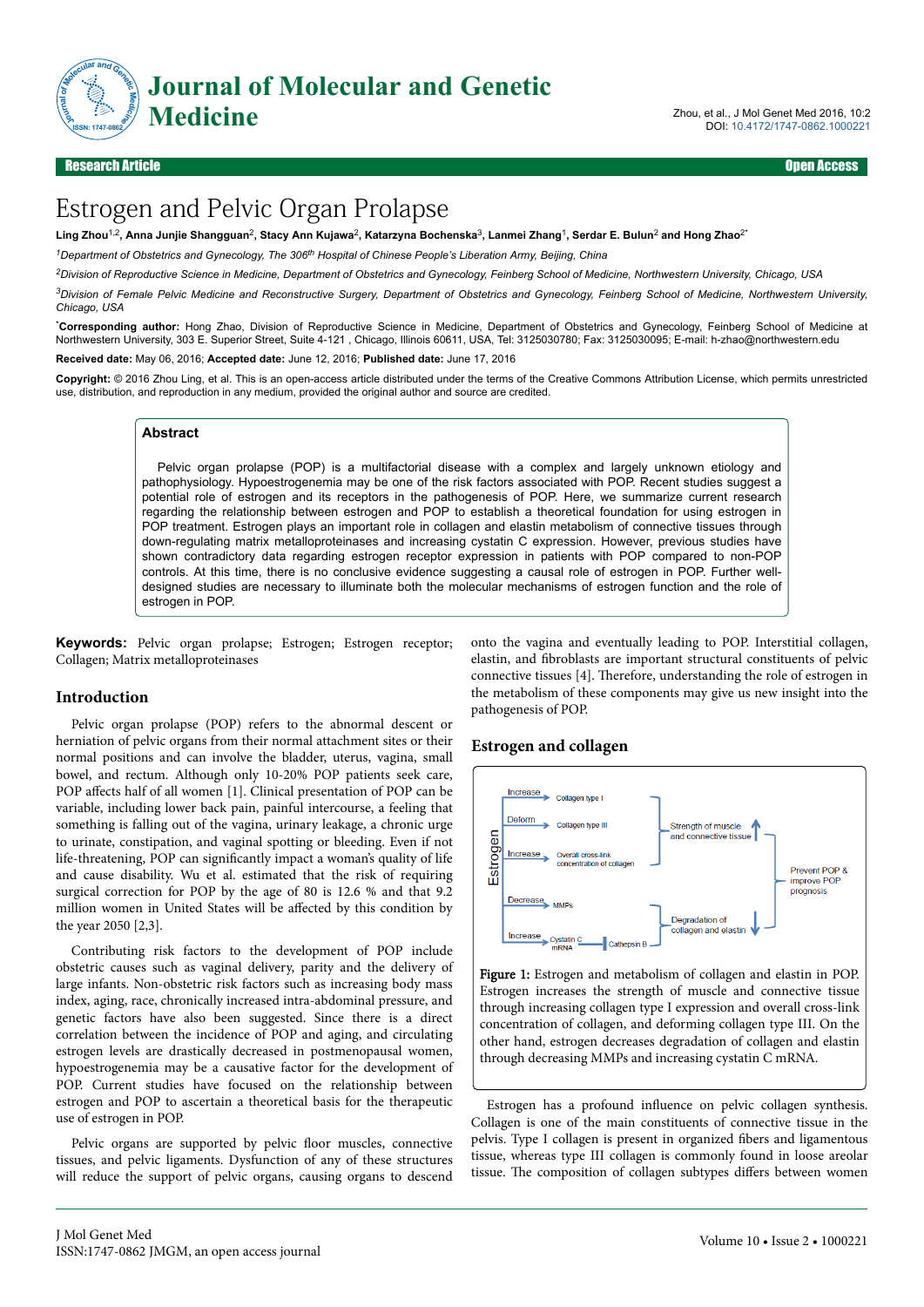# Estrogen and Pelvic Organ Prolapse

**Ling Zhou[1,2], Anna Junjie Shangguan[2], Stacy Ann Kujawa[2], Katarzyna Bochenska[3], Lanmei Zhang[1], Serdar E. Bulun[2] and Hong Zhao[2*]**

[1]*Department of Obstetrics and Gynecology, The 306th Hospital of Chinese People's Liberation Army, Beijing, China*

[2]*Division of Reproductive Science in Medicine, Department of Obstetrics and Gynecology, Feinberg School of Medicine, Northwestern University, Chicago, USA*

[3]*Division of Female Pelvic Medicine and Reconstructive Surgery, Department of Obstetrics and Gynecology, Feinberg School of Medicine, Northwestern University, Chicago, USA*

[*]**Corresponding author:** Hong Zhao, Division of Reproductive Science in Medicine, Department of Obstetrics and Gynecology, Feinberg School of Medicine at Northwestern University, 303 E. Superior Street, Suite 4-121 , Chicago, Illinois 60611, USA, Tel: 3125030780; Fax: 3125030095; E-mail: h-zhao@northwestern.edu

**Received date:** May 06, 2016; **Accepted date:** June 12, 2016; **Published date:** June 17, 2016

**Copyright:** © 2016 Zhou Ling, et al. This is an open-access article distributed under the terms of the Creative Commons Attribution License, which permits unrestricted use, distribution, and reproduction in any medium, provided the original author and source are credited.

## Abstract

Pelvic organ prolapse (POP) is a multifactorial disease with a complex and largely unknown etiology and pathophysiology. Hypoestrogenemia may be one of the risk factors associated with POP. Recent studies suggest a potential role of estrogen and its receptors in the pathogenesis of POP. Here, we summarize current research regarding the relationship between estrogen and POP to establish a theoretical foundation for using estrogen in POP treatment. Estrogen plays an important role in collagen and elastin metabolism of connective tissues through down-regulating matrix metalloproteinases and increasing cystatin C expression. However, previous studies have shown contradictory data regarding estrogen receptor expression in patients with POP compared to non-POP controls. At this time, there is no conclusive evidence suggesting a causal role of estrogen in POP. Further well-designed studies are necessary to illuminate both the molecular mechanisms of estrogen function and the role of estrogen in POP.

**Keywords:** Pelvic organ prolapse; Estrogen; Estrogen receptor; Collagen; Matrix metalloproteinases

## Introduction

Pelvic organ prolapse (POP) refers to the abnormal descent or herniation of pelvic organs from their normal attachment sites or their normal positions and can involve the bladder, uterus, vagina, small bowel, and rectum. Although only 10-20% POP patients seek care, POP affects half of all women [1]. Clinical presentation of POP can be variable, including lower back pain, painful intercourse, a feeling that something is falling out of the vagina, urinary leakage, a chronic urge to urinate, constipation, and vaginal spotting or bleeding. Even if not life-threatening, POP can significantly impact a woman's quality of life and cause disability. Wu et al. estimated that the risk of requiring surgical correction for POP by the age of 80 is 12.6 % and that 9.2 million women in United States will be affected by this condition by the year 2050 [2,3].

Contributing risk factors to the development of POP include obstetric causes such as vaginal delivery, parity and the delivery of large infants. Non-obstetric risk factors such as increasing body mass index, aging, race, chronically increased intra-abdominal pressure, and genetic factors have also been suggested. Since there is a direct correlation between the incidence of POP and aging, and circulating estrogen levels are drastically decreased in postmenopausal women, hypoestrogenemia may be a causative factor for the development of POP. Current studies have focused on the relationship between estrogen and POP to ascertain a theoretical basis for the therapeutic use of estrogen in POP.

Pelvic organs are supported by pelvic floor muscles, connective tissues, and pelvic ligaments. Dysfunction of any of these structures will reduce the support of pelvic organs, causing organs to descend onto the vagina and eventually leading to POP. Interstitial collagen, elastin, and fibroblasts are important structural constituents of pelvic connective tissues [4]. Therefore, understanding the role of estrogen in the metabolism of these components may give us new insight into the pathogenesis of POP.

## Estrogen and collagen

Figure 1: Estrogen and metabolism of collagen and elastin in POP. Estrogen increases the strength of muscle and connective tissue through increasing collagen type I expression and overall cross-link concentration of collagen, and deforming collagen type III. On the other hand, estrogen decreases degradation of collagen and elastin through decreasing MMPs and increasing cystatin C mRNA.

Estrogen has a profound influence on pelvic collagen synthesis. Collagen is one of the main constituents of connective tissue in the pelvis. Type I collagen is present in organized fibers and ligamentous tissue, whereas type III collagen is commonly found in loose areolar tissue. The composition of collagen subtypes differs between women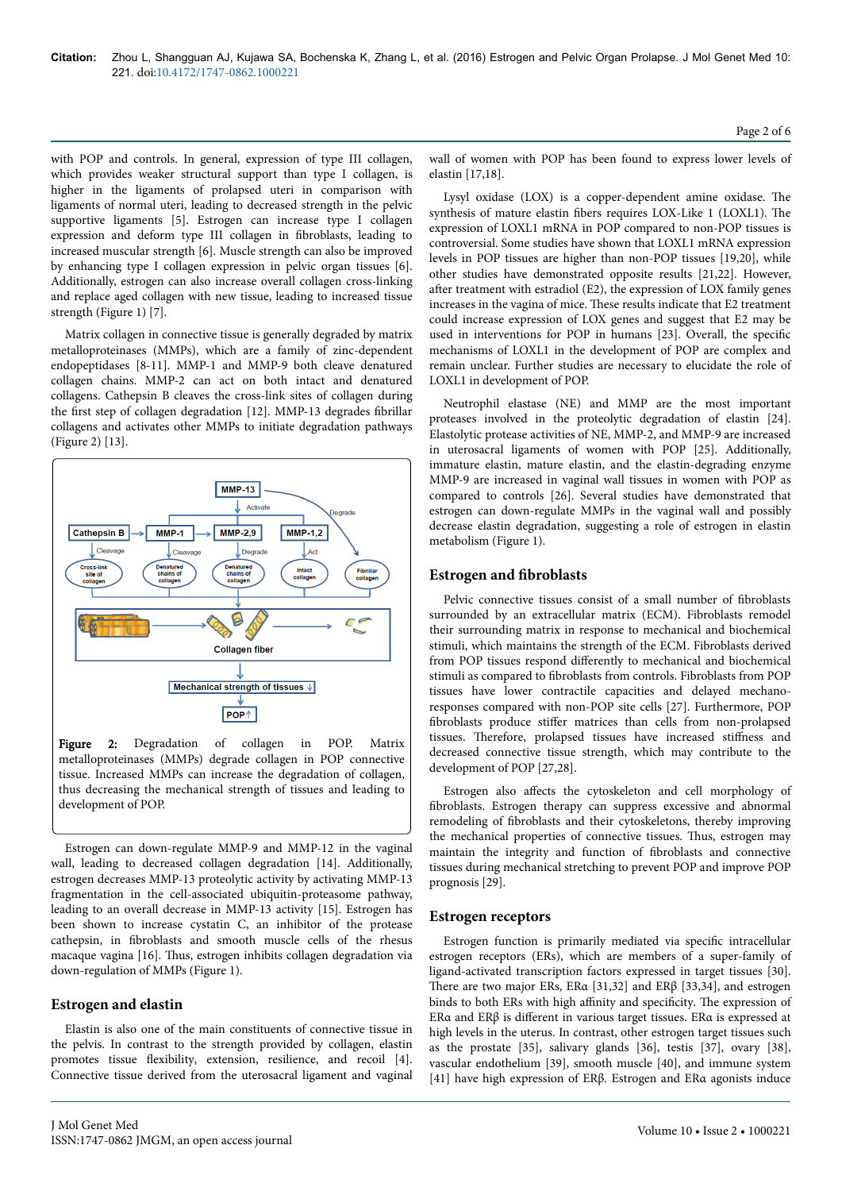with POP and controls. In general, expression of type III collagen, which provides weaker structural support than type I collagen, is higher in the ligaments of prolapsed uteri in comparison with ligaments of normal uteri, leading to decreased strength in the pelvic supportive ligaments [5]. Estrogen can increase type I collagen expression and deform type III collagen in fibroblasts, leading to increased muscular strength [6]. Muscle strength can also be improved by enhancing type I collagen expression in pelvic organ tissues [6]. Additionally, estrogen can also increase overall collagen cross-linking and replace aged collagen with new tissue, leading to increased tissue strength (Figure 1) [7].

Matrix collagen in connective tissue is generally degraded by matrix metalloproteinases (MMPs), which are a family of zinc-dependent endopeptidases [8-11]. MMP-1 and MMP-9 both cleave denatured collagen chains. MMP-2 can act on both intact and denatured collagens. Cathepsin B cleaves the cross-link sites of collagen during the first step of collagen degradation [12]. MMP-13 degrades fibrillar collagens and activates other MMPs to initiate degradation pathways (Figure 2) [13].

**Figure 2:** Degradation of collagen in POP. Matrix metalloproteinases (MMPs) degrade collagen in POP connective tissue. Increased MMPs can increase the degradation of collagen, thus decreasing the mechanical strength of tissues and leading to development of POP.

Estrogen can down-regulate MMP-9 and MMP-12 in the vaginal wall, leading to decreased collagen degradation [14]. Additionally, estrogen decreases MMP-13 proteolytic activity by activating MMP-13 fragmentation in the cell-associated ubiquitin-proteasome pathway, leading to an overall decrease in MMP-13 activity [15]. Estrogen has been shown to increase cystatin C, an inhibitor of the protease cathepsin, in fibroblasts and smooth muscle cells of the rhesus macaque vagina [16]. Thus, estrogen inhibits collagen degradation via down-regulation of MMPs (Figure 1).

## Estrogen and elastin

Elastin is also one of the main constituents of connective tissue in the pelvis. In contrast to the strength provided by collagen, elastin promotes tissue flexibility, extension, resilience, and recoil [4]. Connective tissue derived from the uterosacral ligament and vaginal wall of women with POP has been found to express lower levels of elastin [17,18].

Lysyl oxidase (LOX) is a copper-dependent amine oxidase. The synthesis of mature elastin fibers requires LOX-Like 1 (LOXL1). The expression of LOXL1 mRNA in POP compared to non-POP tissues is controversial. Some studies have shown that LOXL1 mRNA expression levels in POP tissues are higher than non-POP tissues [19,20], while other studies have demonstrated opposite results [21,22]. However, after treatment with estradiol (E2), the expression of LOX family genes increases in the vagina of mice. These results indicate that E2 treatment could increase expression of LOX genes and suggest that E2 may be used in interventions for POP in humans [23]. Overall, the specific mechanisms of LOXL1 in the development of POP are complex and remain unclear. Further studies are necessary to elucidate the role of LOXL1 in development of POP.

Neutrophil elastase (NE) and MMP are the most important proteases involved in the proteolytic degradation of elastin [24]. Elastolytic protease activities of NE, MMP-2, and MMP-9 are increased in uterosacral ligaments of women with POP [25]. Additionally, immature elastin, mature elastin, and the elastin-degrading enzyme MMP-9 are increased in vaginal wall tissues in women with POP as compared to controls [26]. Several studies have demonstrated that estrogen can down-regulate MMPs in the vaginal wall and possibly decrease elastin degradation, suggesting a role of estrogen in elastin metabolism (Figure 1).

## Estrogen and fibroblasts

Pelvic connective tissues consist of a small number of fibroblasts surrounded by an extracellular matrix (ECM). Fibroblasts remodel their surrounding matrix in response to mechanical and biochemical stimuli, which maintains the strength of the ECM. Fibroblasts derived from POP tissues respond differently to mechanical and biochemical stimuli as compared to fibroblasts from controls. Fibroblasts from POP tissues have lower contractile capacities and delayed mechano-responses compared with non-POP site cells [27]. Furthermore, POP fibroblasts produce stiffer matrices than cells from non-prolapsed tissues. Therefore, prolapsed tissues have increased stiffness and decreased connective tissue strength, which may contribute to the development of POP [27,28].

Estrogen also affects the cytoskeleton and cell morphology of fibroblasts. Estrogen therapy can suppress excessive and abnormal remodeling of fibroblasts and their cytoskeletons, thereby improving the mechanical properties of connective tissues. Thus, estrogen may maintain the integrity and function of fibroblasts and connective tissues during mechanical stretching to prevent POP and improve POP prognosis [29].

## Estrogen receptors

Estrogen function is primarily mediated via specific intracellular estrogen receptors (ERs), which are members of a super-family of ligand-activated transcription factors expressed in target tissues [30]. There are two major ERs, ERα [31,32] and ERβ [33,34], and estrogen binds to both ERs with high affinity and specificity. The expression of ERα and ERβ is different in various target tissues. ERα is expressed at high levels in the uterus. In contrast, other estrogen target tissues such as the prostate [35], salivary glands [36], testis [37], ovary [38], vascular endothelium [39], smooth muscle [40], and immune system [41] have high expression of ERβ. Estrogen and ERα agonists induce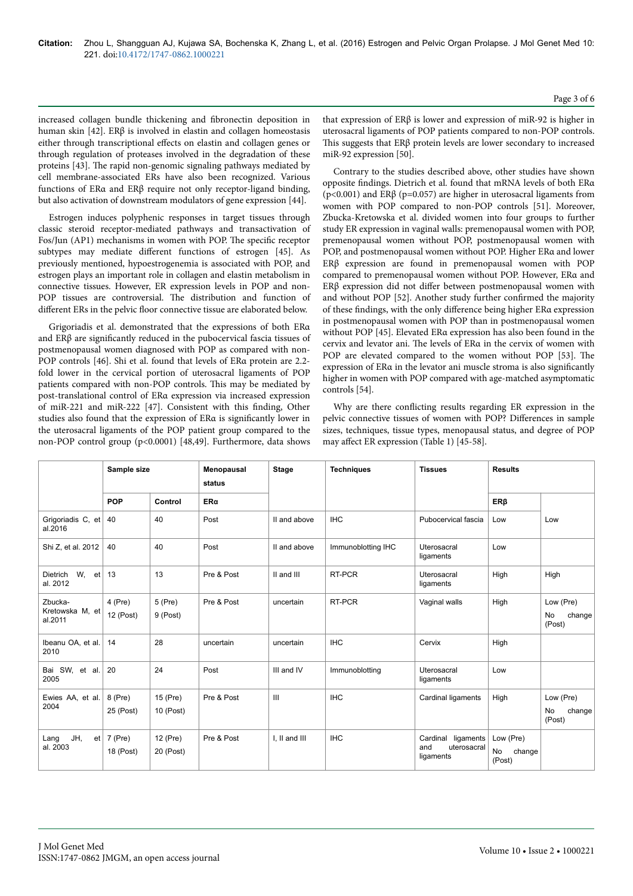increased collagen bundle thickening and fibronectin deposition in human skin [42]. ERβ is involved in elastin and collagen homeostasis either through transcriptional effects on elastin and collagen genes or through regulation of proteases involved in the degradation of these proteins [43]. The rapid non-genomic signaling pathways mediated by cell membrane-associated ERs have also been recognized. Various functions of ERα and ERβ require not only receptor-ligand binding, but also activation of downstream modulators of gene expression [44].

Estrogen induces polyphenic responses in target tissues through classic steroid receptor-mediated pathways and transactivation of Fos/Jun (AP1) mechanisms in women with POP. The specific receptor subtypes may mediate different functions of estrogen [45]. As previously mentioned, hypoestrogenemia is associated with POP, and estrogen plays an important role in collagen and elastin metabolism in connective tissues. However, ER expression levels in POP and non-POP tissues are controversial. The distribution and function of different ERs in the pelvic floor connective tissue are elaborated below.

Grigoriadis et al. demonstrated that the expressions of both ERα and ERβ are significantly reduced in the pubocervical fascia tissues of postmenopausal women diagnosed with POP as compared with non-POP controls [46]. Shi et al. found that levels of ERα protein are 2.2-fold lower in the cervical portion of uterosacral ligaments of POP patients compared with non-POP controls. This may be mediated by post-translational control of ERα expression via increased expression of miR-221 and miR-222 [47]. Consistent with this finding, Other studies also found that the expression of ERα is significantly lower in the uterosacral ligaments of the POP patient group compared to the non-POP control group ($p<0.0001$) [48,49]. Furthermore, data shows that expression of ERβ is lower and expression of miR-92 is higher in uterosacral ligaments of POP patients compared to non-POP controls. This suggests that ERβ protein levels are lower secondary to increased miR-92 expression [50].

Contrary to the studies described above, other studies have shown opposite findings. Dietrich et al. found that mRNA levels of both ERα ($p<0.001$) and ERβ ($p=0.057$) are higher in uterosacral ligaments from women with POP compared to non-POP controls [51]. Moreover, Zbucka-Kretowska et al. divided women into four groups to further study ER expression in vaginal walls: premenopausal women with POP, premenopausal women without POP, postmenopausal women with POP, and postmenopausal women without POP. Higher ERα and lower ERβ expression are found in premenopausal women with POP compared to premenopausal women without POP. However, ERα and ERβ expression did not differ between postmenopausal women with and without POP [52]. Another study further confirmed the majority of these findings, with the only difference being higher ERα expression in postmenopausal women with POP than in postmenopausal women without POP [45]. Elevated ERα expression has also been found in the cervix and levator ani. The levels of ERα in the cervix of women with POP are elevated compared to the women without POP [53]. The expression of ERα in the levator ani muscle stroma is also significantly higher in women with POP compared with age-matched asymptomatic controls [54].

Why are there conflicting results regarding ER expression in the pelvic connective tissues of women with POP? Differences in sample sizes, techniques, tissue types, menopausal status, and degree of POP may affect ER expression (Table 1) [45-58].

| | Sample size | | Menopausal status | Stage | Techniques | Tissues | Results | |
|---|---|---|---|---|---|---|---|---|
| | POP | Control | ERα | | | | ERβ | |
| Grigoriadis C, et al.2016 | 40 | 40 | Post | II and above | IHC | Pubocervical fascia | Low | Low |
| Shi Z, et al. 2012 | 40 | 40 | Post | II and above | Immunoblotting IHC | Uterosacral ligaments | Low | |
| Dietrich W, et al. 2012 | 13 | 13 | Pre & Post | II and III | RT-PCR | Uterosacral ligaments | High | High |
| Zbucka-Kretowska M, et al.2011 | 4 (Pre)<br>12 (Post) | 5 (Pre)<br>9 (Post) | Pre & Post | uncertain | RT-PCR | Vaginal walls | High | Low (Pre)<br>No change (Post) |
| Ibeanu OA, et al. 2010 | 14 | 28 | uncertain | uncertain | IHC | Cervix | High | |
| Bai SW, et al. 2005 | 20 | 24 | Post | III and IV | Immunoblotting | Uterosacral ligaments | Low | |
| Ewies AA, et al. 2004 | 8 (Pre)<br>25 (Post) | 15 (Pre)<br>10 (Post) | Pre & Post | III | IHC | Cardinal ligaments | High | Low (Pre)<br>No change (Post) |
| Lang JH, et al. 2003 | 7 (Pre)<br>18 (Post) | 12 (Pre)<br>20 (Post) | Pre & Post | I, II and III | IHC | Cardinal ligaments and uterosacral ligaments | Low (Pre)<br>No change (Post) | |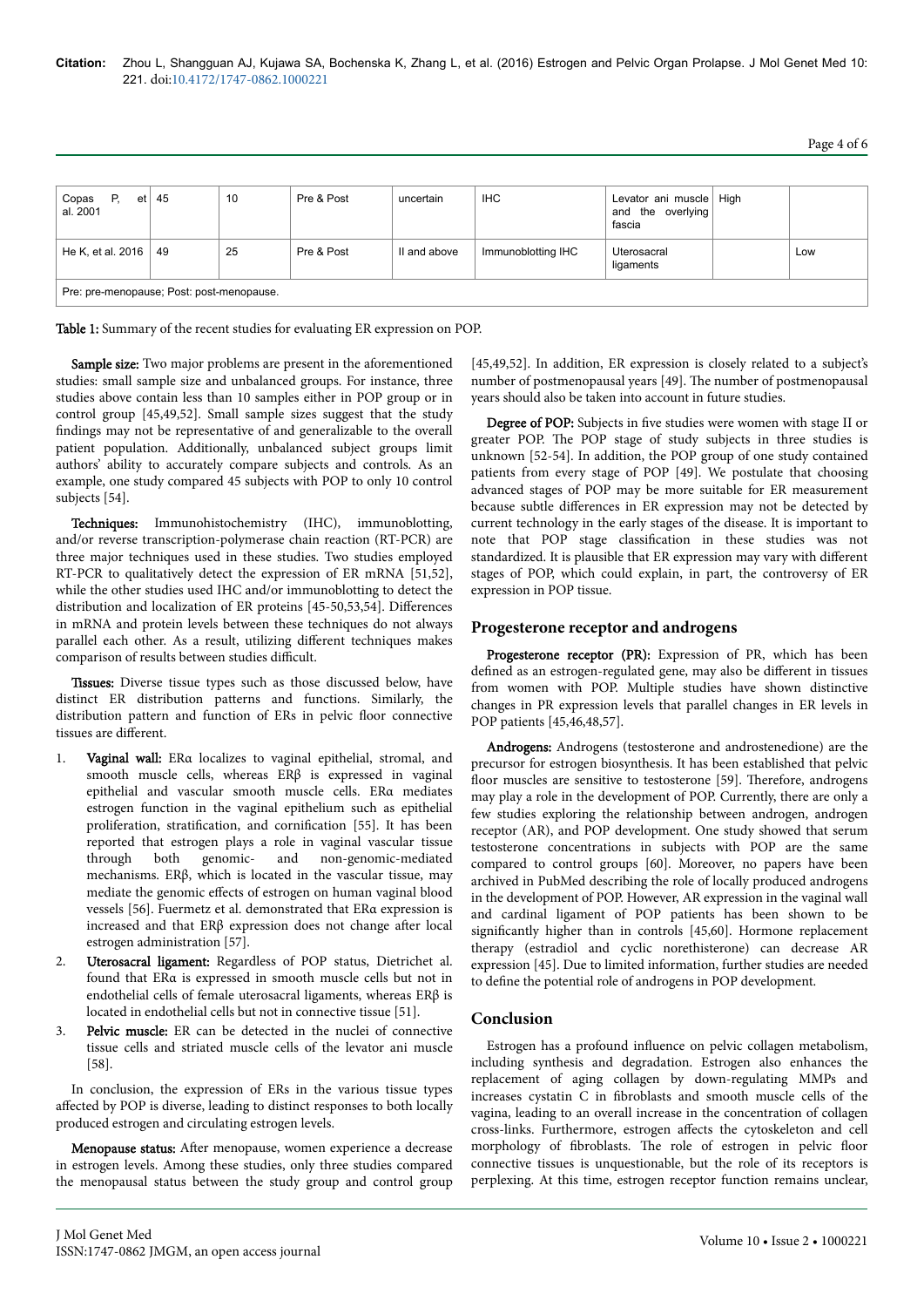| Copas P, et al. 2001 | 45 | 10 | Pre & Post | uncertain | IHC | Levator ani muscle and the overlying fascia | High | |
|---|---|---|---|---|---|---|---|---|
| He K, et al. 2016 | 49 | 25 | Pre & Post | II and above | Immunoblotting IHC | Uterosacral ligaments | | Low |
| Pre: pre-menopause; Post: post-menopause. | | | | | | | | |

**Table 1:** Summary of the recent studies for evaluating ER expression on POP.

**Sample size:** Two major problems are present in the aforementioned studies: small sample size and unbalanced groups. For instance, three studies above contain less than 10 samples either in POP group or in control group [45,49,52]. Small sample sizes suggest that the study findings may not be representative of and generalizable to the overall patient population. Additionally, unbalanced subject groups limit authors' ability to accurately compare subjects and controls. As an example, one study compared 45 subjects with POP to only 10 control subjects [54].

**Techniques:** Immunohistochemistry (IHC), immunoblotting, and/or reverse transcription-polymerase chain reaction (RT-PCR) are three major techniques used in these studies. Two studies employed RT-PCR to qualitatively detect the expression of ER mRNA [51,52], while the other studies used IHC and/or immunoblotting to detect the distribution and localization of ER proteins [45-50,53,54]. Differences in mRNA and protein levels between these techniques do not always parallel each other. As a result, utilizing different techniques makes comparison of results between studies difficult.

**Tissues:** Diverse tissue types such as those discussed below, have distinct ER distribution patterns and functions. Similarly, the distribution pattern and function of ERs in pelvic floor connective tissues are different.

1. **Vaginal wall:** ERα localizes to vaginal epithelial, stromal, and smooth muscle cells, whereas ERβ is expressed in vaginal epithelial and vascular smooth muscle cells. ERα mediates estrogen function in the vaginal epithelium such as epithelial proliferation, stratification, and cornification [55]. It has been reported that estrogen plays a role in vaginal vascular tissue through both genomic- and non-genomic-mediated mechanisms. ERβ, which is located in the vascular tissue, may mediate the genomic effects of estrogen on human vaginal blood vessels [56]. Fuermetz et al. demonstrated that ERα expression is increased and that ERβ expression does not change after local estrogen administration [57].
2. **Uterosacral ligament:** Regardless of POP status, Dietrichet al. found that ERα is expressed in smooth muscle cells but not in endothelial cells of female uterosacral ligaments, whereas ERβ is located in endothelial cells but not in connective tissue [51].
3. **Pelvic muscle:** ER can be detected in the nuclei of connective tissue cells and striated muscle cells of the levator ani muscle [58].

In conclusion, the expression of ERs in the various tissue types affected by POP is diverse, leading to distinct responses to both locally produced estrogen and circulating estrogen levels.

**Menopause status:** After menopause, women experience a decrease in estrogen levels. Among these studies, only three studies compared the menopausal status between the study group and control group [45,49,52]. In addition, ER expression is closely related to a subject's number of postmenopausal years [49]. The number of postmenopausal years should also be taken into account in future studies.

**Degree of POP:** Subjects in five studies were women with stage II or greater POP. The POP stage of study subjects in three studies is unknown [52-54]. In addition, the POP group of one study contained patients from every stage of POP [49]. We postulate that choosing advanced stages of POP may be more suitable for ER measurement because subtle differences in ER expression may not be detected by current technology in the early stages of the disease. It is important to note that POP stage classification in these studies was not standardized. It is plausible that ER expression may vary with different stages of POP, which could explain, in part, the controversy of ER expression in POP tissue.

## Progesterone receptor and androgens

**Progesterone receptor (PR):** Expression of PR, which has been defined as an estrogen-regulated gene, may also be different in tissues from women with POP. Multiple studies have shown distinctive changes in PR expression levels that parallel changes in ER levels in POP patients [45,46,48,57].

**Androgens:** Androgens (testosterone and androstenedione) are the precursor for estrogen biosynthesis. It has been established that pelvic floor muscles are sensitive to testosterone [59]. Therefore, androgens may play a role in the development of POP. Currently, there are only a few studies exploring the relationship between androgen, androgen receptor (AR), and POP development. One study showed that serum testosterone concentrations in subjects with POP are the same compared to control groups [60]. Moreover, no papers have been archived in PubMed describing the role of locally produced androgens in the development of POP. However, AR expression in the vaginal wall and cardinal ligament of POP patients has been shown to be significantly higher than in controls [45,60]. Hormone replacement therapy (estradiol and cyclic norethisterone) can decrease AR expression [45]. Due to limited information, further studies are needed to define the potential role of androgens in POP development.

## Conclusion

Estrogen has a profound influence on pelvic collagen metabolism, including synthesis and degradation. Estrogen also enhances the replacement of aging collagen by down-regulating MMPs and increases cystatin C in fibroblasts and smooth muscle cells of the vagina, leading to an overall increase in the concentration of collagen cross-links. Furthermore, estrogen affects the cytoskeleton and cell morphology of fibroblasts. The role of estrogen in pelvic floor connective tissues is unquestionable, but the role of its receptors is perplexing. At this time, estrogen receptor function remains unclear,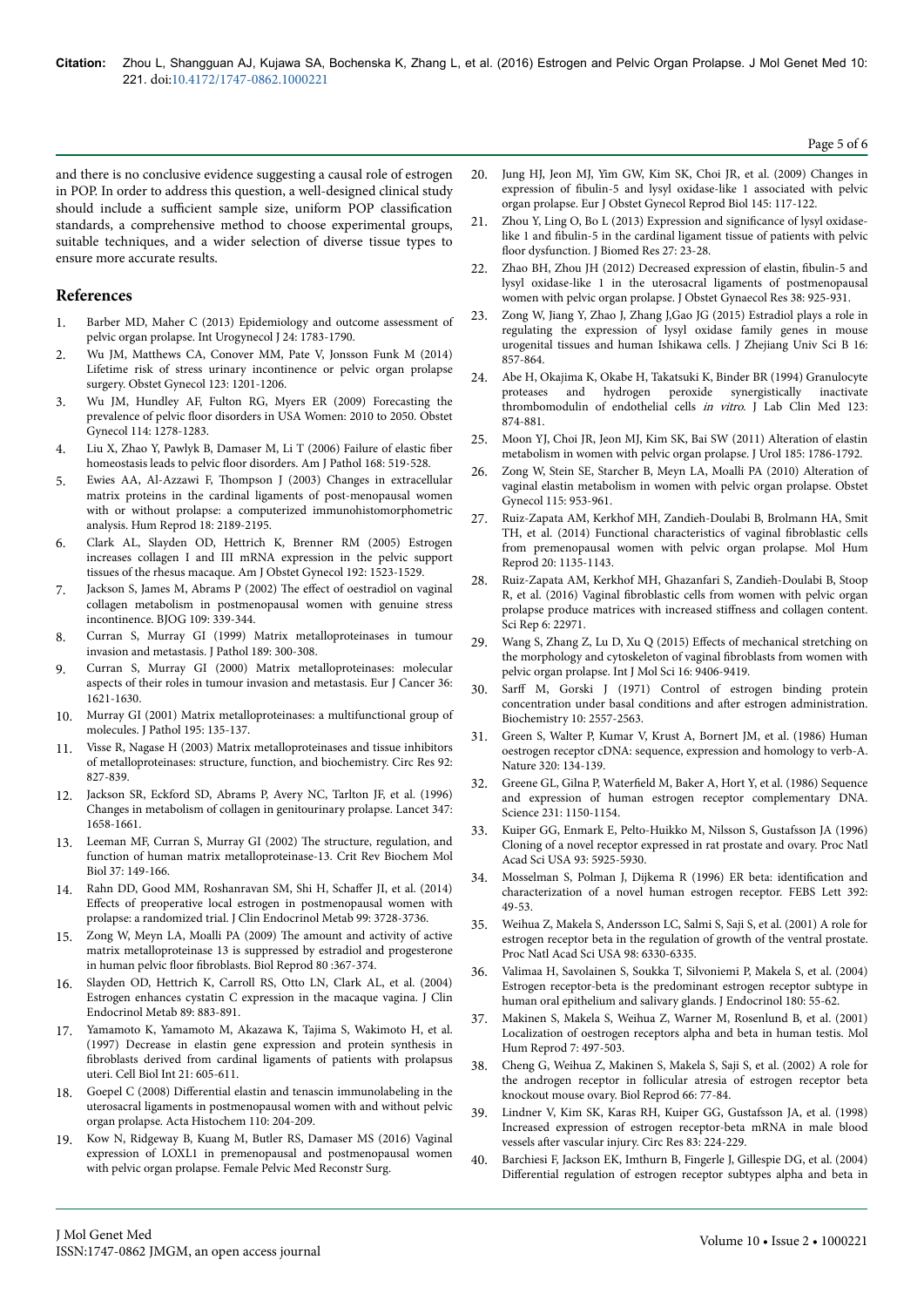and there is no conclusive evidence suggesting a causal role of estrogen in POP. In order to address this question, a well-designed clinical study should include a sufficient sample size, uniform POP classification standards, a comprehensive method to choose experimental groups, suitable techniques, and a wider selection of diverse tissue types to ensure more accurate results.

## References

1. Barber MD, Maher C (2013) Epidemiology and outcome assessment of pelvic organ prolapse. Int Urogynecol J 24: 1783-1790.
2. Wu JM, Matthews CA, Conover MM, Pate V, Jonsson Funk M (2014) Lifetime risk of stress urinary incontinence or pelvic organ prolapse surgery. Obstet Gynecol 123: 1201-1206.
3. Wu JM, Hundley AF, Fulton RG, Myers ER (2009) Forecasting the prevalence of pelvic floor disorders in USA Women: 2010 to 2050. Obstet Gynecol 114: 1278-1283.
4. Liu X, Zhao Y, Pawlyk B, Damaser M, Li T (2006) Failure of elastic fiber homeostasis leads to pelvic floor disorders. Am J Pathol 168: 519-528.
5. Ewies AA, Al-Azzawi F, Thompson J (2003) Changes in extracellular matrix proteins in the cardinal ligaments of post-menopausal women with or without prolapse: a computerized immunohistomorphometric analysis. Hum Reprod 18: 2189-2195.
6. Clark AL, Slayden OD, Hettrich K, Brenner RM (2005) Estrogen increases collagen I and III mRNA expression in the pelvic support tissues of the rhesus macaque. Am J Obstet Gynecol 192: 1523-1529.
7. Jackson S, James M, Abrams P (2002) The effect of oestradiol on vaginal collagen metabolism in postmenopausal women with genuine stress incontinence. BJOG 109: 339-344.
8. Curran S, Murray GI (1999) Matrix metalloproteinases in tumour invasion and metastasis. J Pathol 189: 300-308.
9. Curran S, Murray GI (2000) Matrix metalloproteinases: molecular aspects of their roles in tumour invasion and metastasis. Eur J Cancer 36: 1621-1630.
10. Murray GI (2001) Matrix metalloproteinases: a multifunctional group of molecules. J Pathol 195: 135-137.
11. Visse R, Nagase H (2003) Matrix metalloproteinases and tissue inhibitors of metalloproteinases: structure, function, and biochemistry. Circ Res 92: 827-839.
12. Jackson SR, Eckford SD, Abrams P, Avery NC, Tarlton JF, et al. (1996) Changes in metabolism of collagen in genitourinary prolapse. Lancet 347: 1658-1661.
13. Leeman MF, Curran S, Murray GI (2002) The structure, regulation, and function of human matrix metalloproteinase-13. Crit Rev Biochem Mol Biol 37: 149-166.
14. Rahn DD, Good MM, Roshanravan SM, Shi H, Schaffer JI, et al. (2014) Effects of preoperative local estrogen in postmenopausal women with prolapse: a randomized trial. J Clin Endocrinol Metab 99: 3728-3736.
15. Zong W, Meyn LA, Moalli PA (2009) The amount and activity of active matrix metalloproteinase 13 is suppressed by estradiol and progesterone in human pelvic floor fibroblasts. Biol Reprod 80 :367-374.
16. Slayden OD, Hettrich K, Carroll RS, Otto LN, Clark AL, et al. (2004) Estrogen enhances cystatin C expression in the macaque vagina. J Clin Endocrinol Metab 89: 883-891.
17. Yamamoto K, Yamamoto M, Akazawa K, Tajima S, Wakimoto H, et al. (1997) Decrease in elastin gene expression and protein synthesis in fibroblasts derived from cardinal ligaments of patients with prolapsus uteri. Cell Biol Int 21: 605-611.
18. Goepel C (2008) Differential elastin and tenascin immunolabeling in the uterosacral ligaments in postmenopausal women with and without pelvic organ prolapse. Acta Histochem 110: 204-209.
19. Kow N, Ridgeway B, Kuang M, Butler RS, Damaser MS (2016) Vaginal expression of LOXL1 in premenopausal and postmenopausal women with pelvic organ prolapse. Female Pelvic Med Reconstr Surg.
20. Jung HJ, Jeon MJ, Yim GW, Kim SK, Choi JR, et al. (2009) Changes in expression of fibulin-5 and lysyl oxidase-like 1 associated with pelvic organ prolapse. Eur J Obstet Gynecol Reprod Biol 145: 117-122.
21. Zhou Y, Ling O, Bo L (2013) Expression and significance of lysyl oxidase-like 1 and fibulin-5 in the cardinal ligament tissue of patients with pelvic floor dysfunction. J Biomed Res 27: 23-28.
22. Zhao BH, Zhou JH (2012) Decreased expression of elastin, fibulin-5 and lysyl oxidase-like 1 in the uterosacral ligaments of postmenopausal women with pelvic organ prolapse. J Obstet Gynaecol Res 38: 925-931.
23. Zong W, Jiang Y, Zhao J, Zhang J,Gao JG (2015) Estradiol plays a role in regulating the expression of lysyl oxidase family genes in mouse urogenital tissues and human Ishikawa cells. J Zhejiang Univ Sci B 16: 857-864.
24. Abe H, Okajima K, Okabe H, Takatsuki K, Binder BR (1994) Granulocyte proteases and hydrogen peroxide synergistically inactivate thrombomodulin of endothelial cells *in vitro*. J Lab Clin Med 123: 874-881.
25. Moon YJ, Choi JR, Jeon MJ, Kim SK, Bai SW (2011) Alteration of elastin metabolism in women with pelvic organ prolapse. J Urol 185: 1786-1792.
26. Zong W, Stein SE, Starcher B, Meyn LA, Moalli PA (2010) Alteration of vaginal elastin metabolism in women with pelvic organ prolapse. Obstet Gynecol 115: 953-961.
27. Ruiz-Zapata AM, Kerkhof MH, Zandieh-Doulabi B, Brolmann HA, Smit TH, et al. (2014) Functional characteristics of vaginal fibroblastic cells from premenopausal women with pelvic organ prolapse. Mol Hum Reprod 20: 1135-1143.
28. Ruiz-Zapata AM, Kerkhof MH, Ghazanfari S, Zandieh-Doulabi B, Stoop R, et al. (2016) Vaginal fibroblastic cells from women with pelvic organ prolapse produce matrices with increased stiffness and collagen content. Sci Rep 6: 22971.
29. Wang S, Zhang Z, Lu D, Xu Q (2015) Effects of mechanical stretching on the morphology and cytoskeleton of vaginal fibroblasts from women with pelvic organ prolapse. Int J Mol Sci 16: 9406-9419.
30. Sarff M, Gorski J (1971) Control of estrogen binding protein concentration under basal conditions and after estrogen administration. Biochemistry 10: 2557-2563.
31. Green S, Walter P, Kumar V, Krust A, Bornert JM, et al. (1986) Human oestrogen receptor cDNA: sequence, expression and homology to verb-A. Nature 320: 134-139.
32. Greene GL, Gilna P, Waterfield M, Baker A, Hort Y, et al. (1986) Sequence and expression of human estrogen receptor complementary DNA. Science 231: 1150-1154.
33. Kuiper GG, Enmark E, Pelto-Huikko M, Nilsson S, Gustafsson JA (1996) Cloning of a novel receptor expressed in rat prostate and ovary. Proc Natl Acad Sci USA 93: 5925-5930.
34. Mosselman S, Polman J, Dijkema R (1996) ER beta: identification and characterization of a novel human estrogen receptor. FEBS Lett 392: 49-53.
35. Weihua Z, Makela S, Andersson LC, Salmi S, Saji S, et al. (2001) A role for estrogen receptor beta in the regulation of growth of the ventral prostate. Proc Natl Acad Sci USA 98: 6330-6335.
36. Valimaa H, Savolainen S, Soukka T, Silvoniemi P, Makela S, et al. (2004) Estrogen receptor-beta is the predominant estrogen receptor subtype in human oral epithelium and salivary glands. J Endocrinol 180: 55-62.
37. Makinen S, Makela S, Weihua Z, Warner M, Rosenlund B, et al. (2001) Localization of oestrogen receptors alpha and beta in human testis. Mol Hum Reprod 7: 497-503.
38. Cheng G, Weihua Z, Makinen S, Makela S, Saji S, et al. (2002) A role for the androgen receptor in follicular atresia of estrogen receptor beta knockout mouse ovary. Biol Reprod 66: 77-84.
39. Lindner V, Kim SK, Karas RH, Kuiper GG, Gustafsson JA, et al. (1998) Increased expression of estrogen receptor-beta mRNA in male blood vessels after vascular injury. Circ Res 83: 224-229.
40. Barchiesi F, Jackson EK, Imthurn B, Fingerle J, Gillespie DG, et al. (2004) Differential regulation of estrogen receptor subtypes alpha and beta in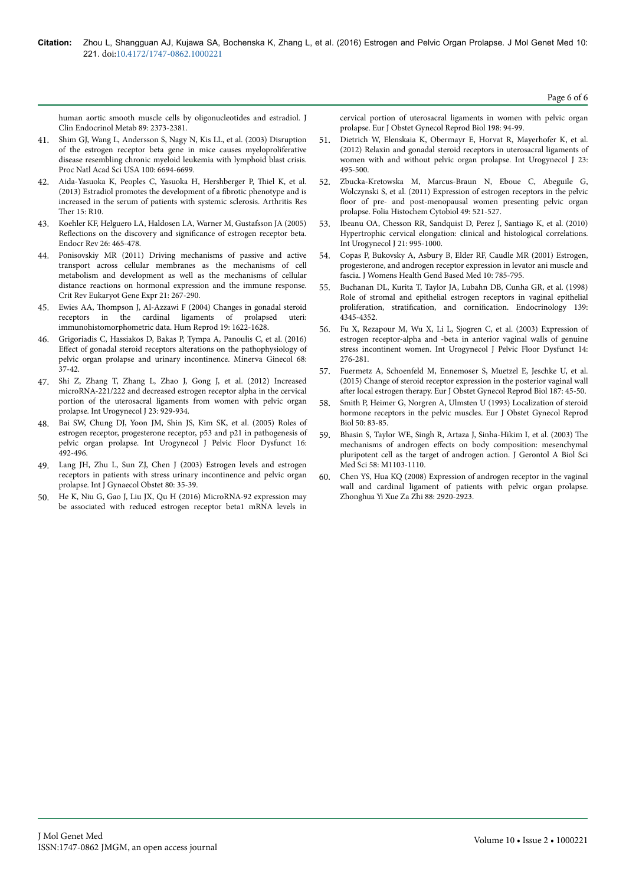human aortic smooth muscle cells by oligonucleotides and estradiol. J Clin Endocrinol Metab 89: 2373-2381.

41. Shim GJ, Wang L, Andersson S, Nagy N, Kis LL, et al. (2003) Disruption of the estrogen receptor beta gene in mice causes myeloproliferative disease resembling chronic myeloid leukemia with lymphoid blast crisis. Proc Natl Acad Sci USA 100: 6694-6699.
42. Aida-Yasuoka K, Peoples C, Yasuoka H, Hershberger P, Thiel K, et al. (2013) Estradiol promotes the development of a fibrotic phenotype and is increased in the serum of patients with systemic sclerosis. Arthritis Res Ther 15: R10.
43. Koehler KF, Helguero LA, Haldosen LA, Warner M, Gustafsson JA (2005) Reflections on the discovery and significance of estrogen receptor beta. Endocr Rev 26: 465-478.
44. Ponisovskiy MR (2011) Driving mechanisms of passive and active transport across cellular membranes as the mechanisms of cell metabolism and development as well as the mechanisms of cellular distance reactions on hormonal expression and the immune response. Crit Rev Eukaryot Gene Expr 21: 267-290.
45. Ewies AA, Thompson J, Al-Azzawi F (2004) Changes in gonadal steroid receptors in the cardinal ligaments of prolapsed uteri: immunohistomorphometric data. Hum Reprod 19: 1622-1628.
46. Grigoriadis C, Hassiakos D, Bakas P, Tympa A, Panoulis C, et al. (2016) Effect of gonadal steroid receptors alterations on the pathophysiology of pelvic organ prolapse and urinary incontinence. Minerva Ginecol 68: 37-42.
47. Shi Z, Zhang T, Zhang L, Zhao J, Gong J, et al. (2012) Increased microRNA-221/222 and decreased estrogen receptor alpha in the cervical portion of the uterosacral ligaments from women with pelvic organ prolapse. Int Urogynecol J 23: 929-934.
48. Bai SW, Chung DJ, Yoon JM, Shin JS, Kim SK, et al. (2005) Roles of estrogen receptor, progesterone receptor, p53 and p21 in pathogenesis of pelvic organ prolapse. Int Urogynecol J Pelvic Floor Dysfunct 16: 492-496.
49. Lang JH, Zhu L, Sun ZJ, Chen J (2003) Estrogen levels and estrogen receptors in patients with stress urinary incontinence and pelvic organ prolapse. Int J Gynaecol Obstet 80: 35-39.
50. He K, Niu G, Gao J, Liu JX, Qu H (2016) MicroRNA-92 expression may be associated with reduced estrogen receptor beta1 mRNA levels in cervical portion of uterosacral ligaments in women with pelvic organ prolapse. Eur J Obstet Gynecol Reprod Biol 198: 94-99.
51. Dietrich W, Elenskaia K, Obermayr E, Horvat R, Mayerhofer K, et al. (2012) Relaxin and gonadal steroid receptors in uterosacral ligaments of women with and without pelvic organ prolapse. Int Urogynecol J 23: 495-500.
52. Zbucka-Kretowska M, Marcus-Braun N, Eboue C, Abeguile G, Wolczynski S, et al. (2011) Expression of estrogen receptors in the pelvic floor of pre- and post-menopausal women presenting pelvic organ prolapse. Folia Histochem Cytobiol 49: 521-527.
53. Ibeanu OA, Chesson RR, Sandquist D, Perez J, Santiago K, et al. (2010) Hypertrophic cervical elongation: clinical and histological correlations. Int Urogynecol J 21: 995-1000.
54. Copas P, Bukovsky A, Asbury B, Elder RF, Caudle MR (2001) Estrogen, progesterone, and androgen receptor expression in levator ani muscle and fascia. J Womens Health Gend Based Med 10: 785-795.
55. Buchanan DL, Kurita T, Taylor JA, Lubahn DB, Cunha GR, et al. (1998) Role of stromal and epithelial estrogen receptors in vaginal epithelial proliferation, stratification, and cornification. Endocrinology 139: 4345-4352.
56. Fu X, Rezapour M, Wu X, Li L, Sjogren C, et al. (2003) Expression of estrogen receptor-alpha and -beta in anterior vaginal walls of genuine stress incontinent women. Int Urogynecol J Pelvic Floor Dysfunct 14: 276-281.
57. Fuermetz A, Schoenfeld M, Ennemoser S, Muetzel E, Jeschke U, et al. (2015) Change of steroid receptor expression in the posterior vaginal wall after local estrogen therapy. Eur J Obstet Gynecol Reprod Biol 187: 45-50.
58. Smith P, Heimer G, Norgren A, Ulmsten U (1993) Localization of steroid hormone receptors in the pelvic muscles. Eur J Obstet Gynecol Reprod Biol 50: 83-85.
59. Bhasin S, Taylor WE, Singh R, Artaza J, Sinha-Hikim I, et al. (2003) The mechanisms of androgen effects on body composition: mesenchymal pluripotent cell as the target of androgen action. J Gerontol A Biol Sci Med Sci 58: M1103-1110.
60. Chen YS, Hua KQ (2008) Expression of androgen receptor in the vaginal wall and cardinal ligament of patients with pelvic organ prolapse. Zhonghua Yi Xue Za Zhi 88: 2920-2923.